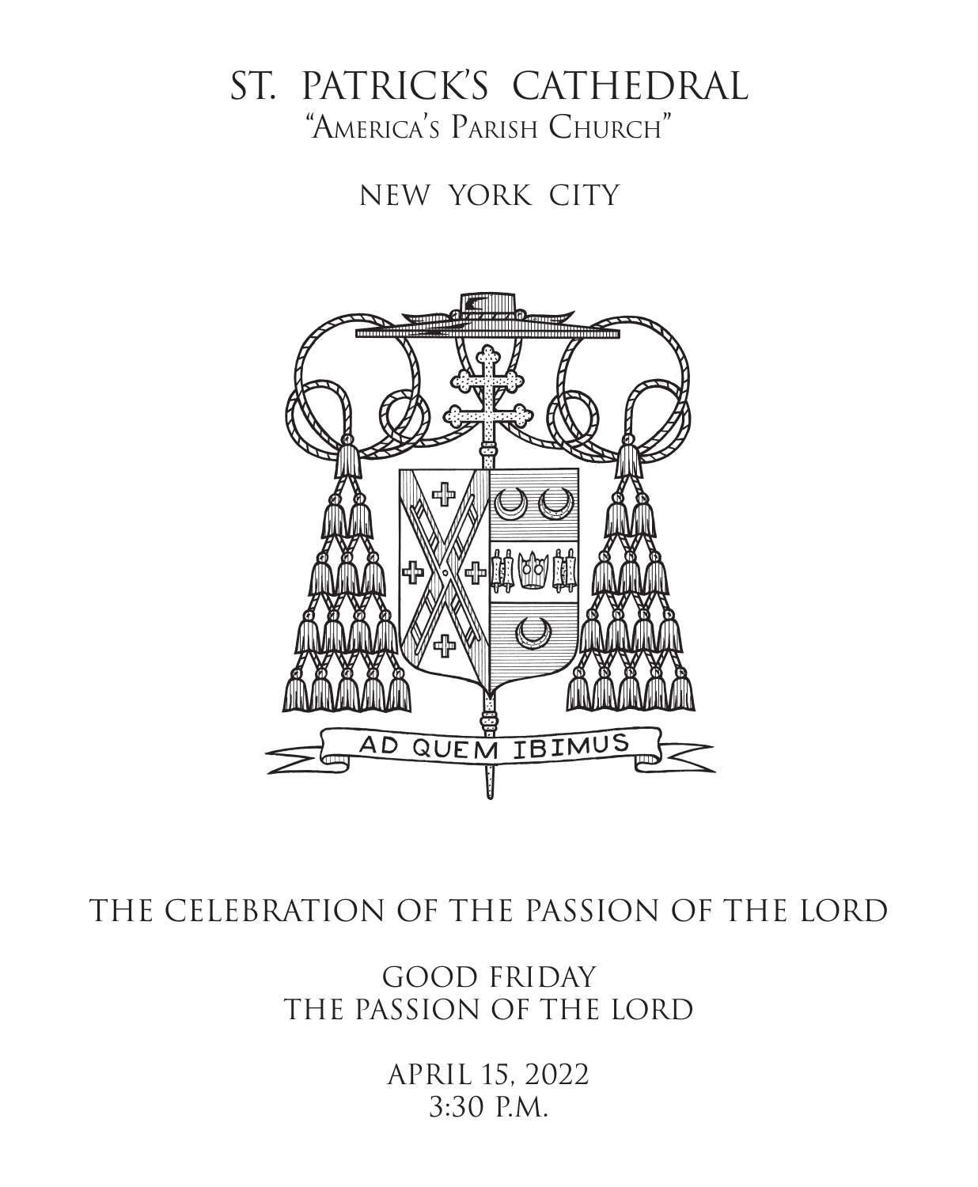# ST. PATRICK'S CATHEDRAL

"America's Parish Church"

NEW YORK CITY

AD QUEM IBIMUS

## THE CELEBRATION OF THE PASSION OF THE LORD

GOOD FRIDAY
THE PASSION OF THE LORD

APRIL 15, 2022
3:30 P.M.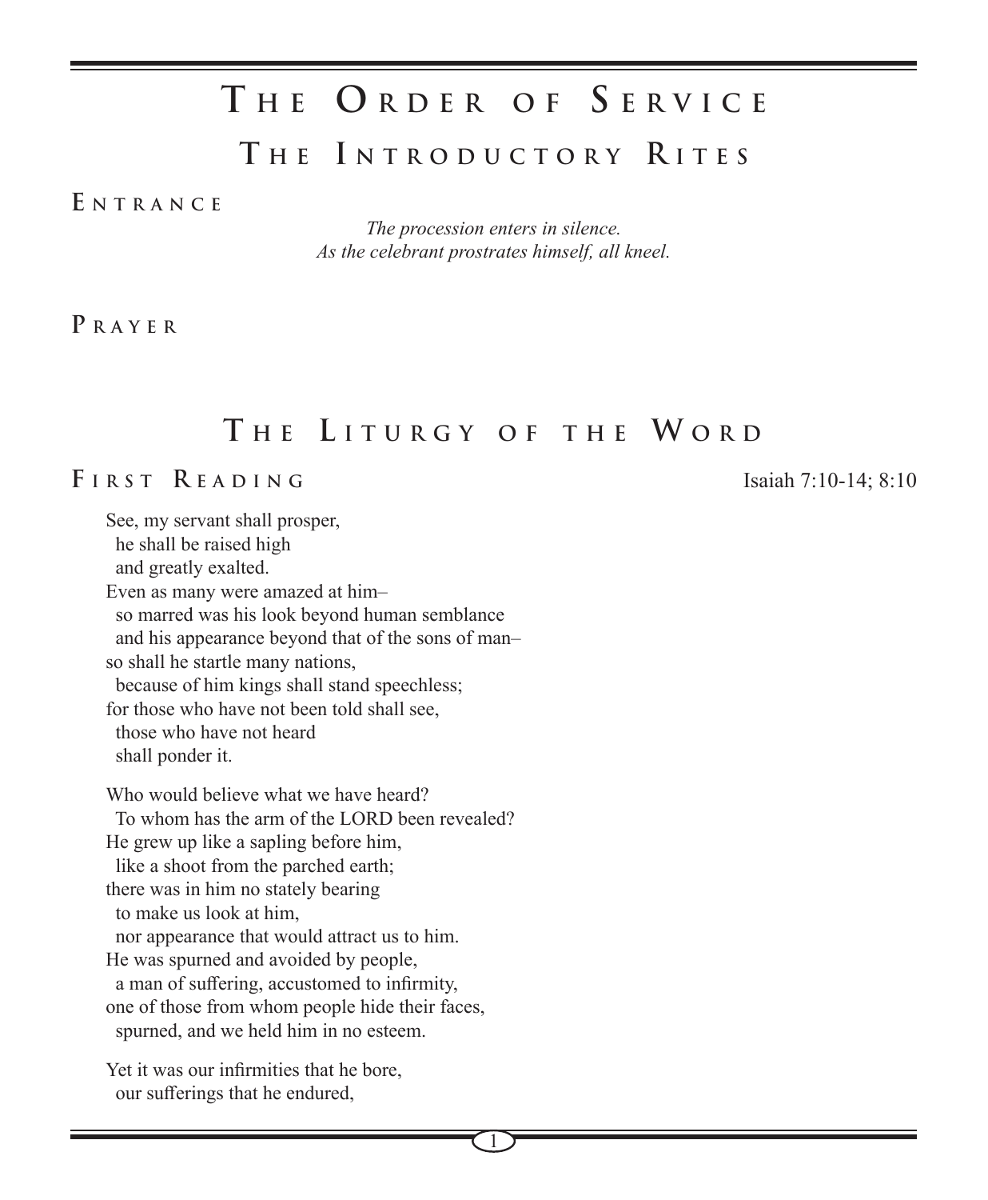# The Order of Service

## The Introductory Rites

### Entrance

*The procession enters in silence.*
*As the celebrant prostrates himself, all kneel.*

### Prayer

## The Liturgy of the Word

### First Reading

Isaiah 7:10-14; 8:10

See, my servant shall prosper,
  he shall be raised high
  and greatly exalted.
Even as many were amazed at him–
  so marred was his look beyond human semblance
  and his appearance beyond that of the sons of man–
so shall he startle many nations,
  because of him kings shall stand speechless;
for those who have not been told shall see,
  those who have not heard
  shall ponder it.

Who would believe what we have heard?
  To whom has the arm of the LORD been revealed?
He grew up like a sapling before him,
  like a shoot from the parched earth;
there was in him no stately bearing
  to make us look at him,
  nor appearance that would attract us to him.
He was spurned and avoided by people,
  a man of suffering, accustomed to infirmity,
one of those from whom people hide their faces,
  spurned, and we held him in no esteem.

Yet it was our infirmities that he bore,
  our sufferings that he endured,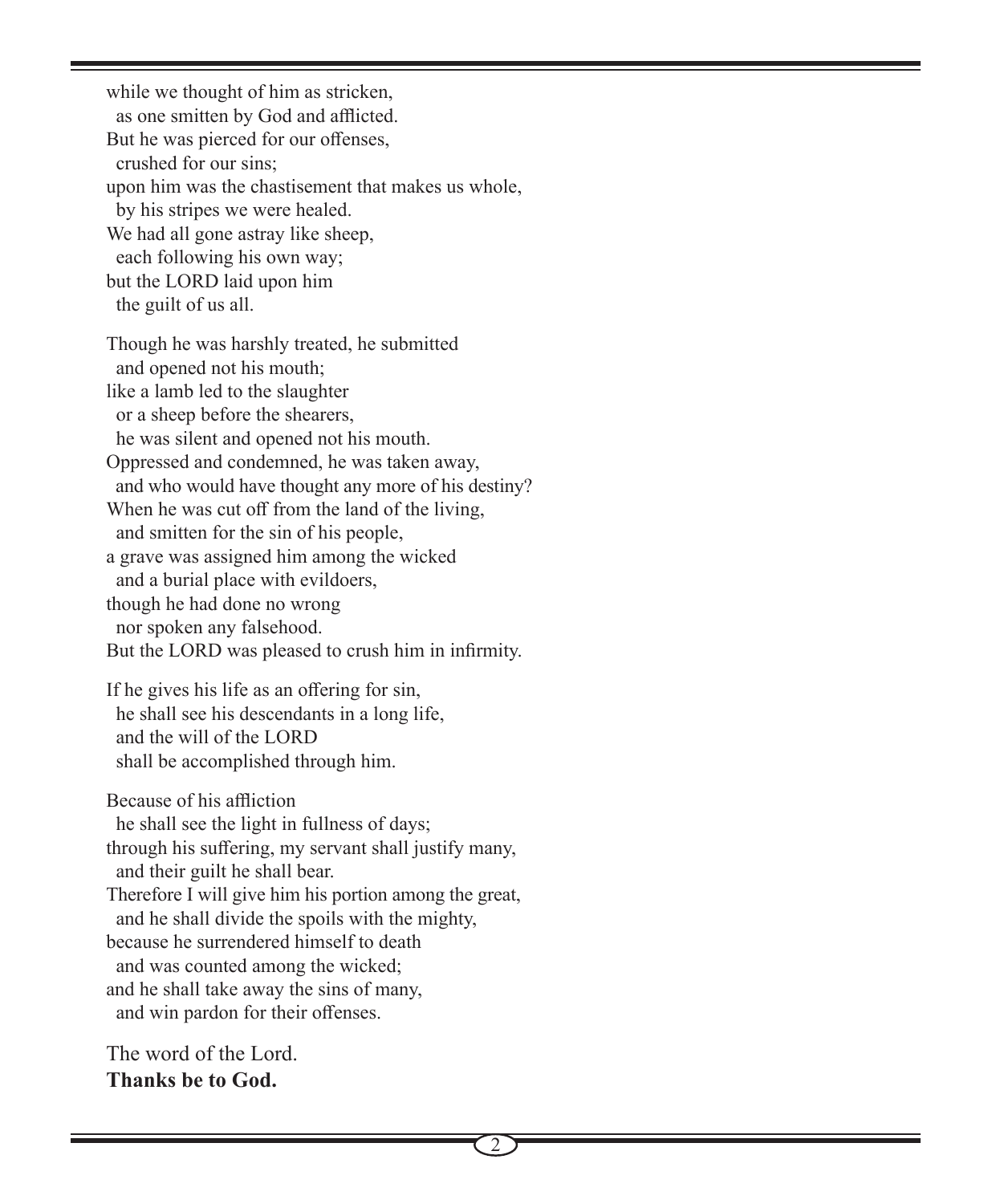while we thought of him as stricken,
  as one smitten by God and afflicted.
But he was pierced for our offenses,
  crushed for our sins;
upon him was the chastisement that makes us whole,
  by his stripes we were healed.
We had all gone astray like sheep,
  each following his own way;
but the LORD laid upon him
  the guilt of us all.

Though he was harshly treated, he submitted
  and opened not his mouth;
like a lamb led to the slaughter
  or a sheep before the shearers,
  he was silent and opened not his mouth.
Oppressed and condemned, he was taken away,
  and who would have thought any more of his destiny?
When he was cut off from the land of the living,
  and smitten for the sin of his people,
a grave was assigned him among the wicked
  and a burial place with evildoers,
though he had done no wrong
  nor spoken any falsehood.
But the LORD was pleased to crush him in infirmity.

If he gives his life as an offering for sin,
  he shall see his descendants in a long life,
  and the will of the LORD
  shall be accomplished through him.

Because of his affliction
  he shall see the light in fullness of days;
through his suffering, my servant shall justify many,
  and their guilt he shall bear.
Therefore I will give him his portion among the great,
  and he shall divide the spoils with the mighty,
because he surrendered himself to death
  and was counted among the wicked;
and he shall take away the sins of many,
  and win pardon for their offenses.

The word of the Lord.
**Thanks be to God.**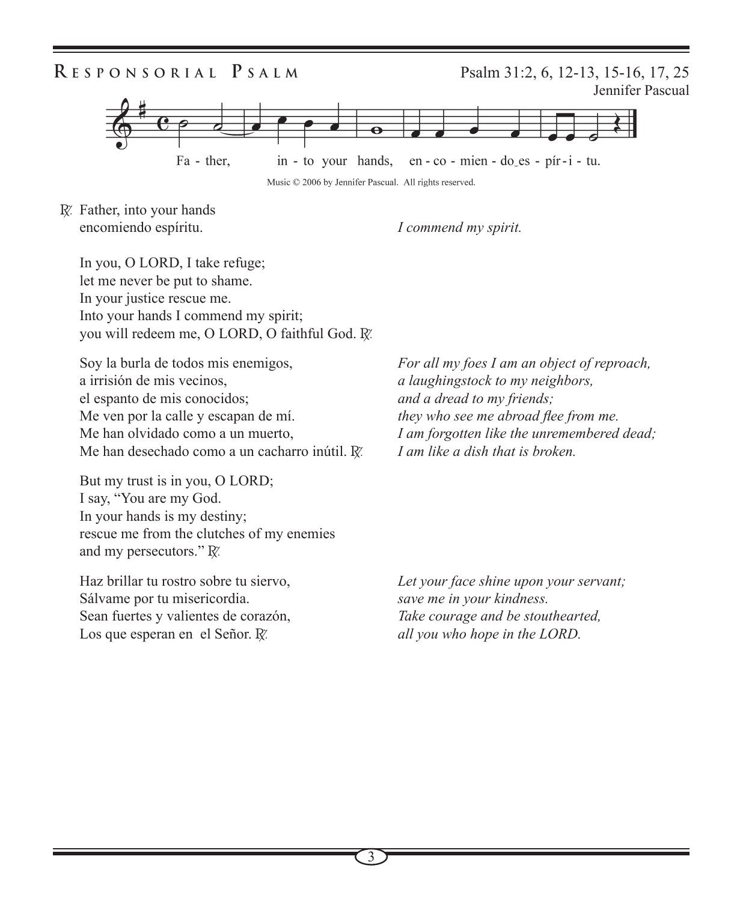## Responsorial Psalm

Psalm 31:2, 6, 12-13, 15-16, 17, 25

Jennifer Pascual

Fa - ther, in - to your hands, en - co - mien - do‿es - pír - i - tu.

Music © 2006 by Jennifer Pascual. All rights reserved.

℟. Father, into your hands
encomiendo espíritu. *I commend my spirit.*

In you, O LORD, I take refuge;
let me never be put to shame.
In your justice rescue me.
Into your hands I commend my spirit;
you will redeem me, O LORD, O faithful God. ℟.

Soy la burla de todos mis enemigos,
a irrisión de mis vecinos,
el espanto de mis conocidos;
Me ven por la calle y escapan de mí.
Me han olvidado como a un muerto,
Me han desechado como a un cacharro inútil. ℟.

*For all my foes I am an object of reproach,*
*a laughingstock to my neighbors,*
*and a dread to my friends;*
*they who see me abroad flee from me.*
*I am forgotten like the unremembered dead;*
*I am like a dish that is broken.*

But my trust is in you, O LORD;
I say, "You are my God.
In your hands is my destiny;
rescue me from the clutches of my enemies
and my persecutors." ℟.

Haz brillar tu rostro sobre tu siervo,
Sálvame por tu misericordia.
Sean fuertes y valientes de corazón,
Los que esperan en el Señor. ℟.

*Let your face shine upon your servant;*
*save me in your kindness.*
*Take courage and be stouthearted,*
*all you who hope in the LORD.*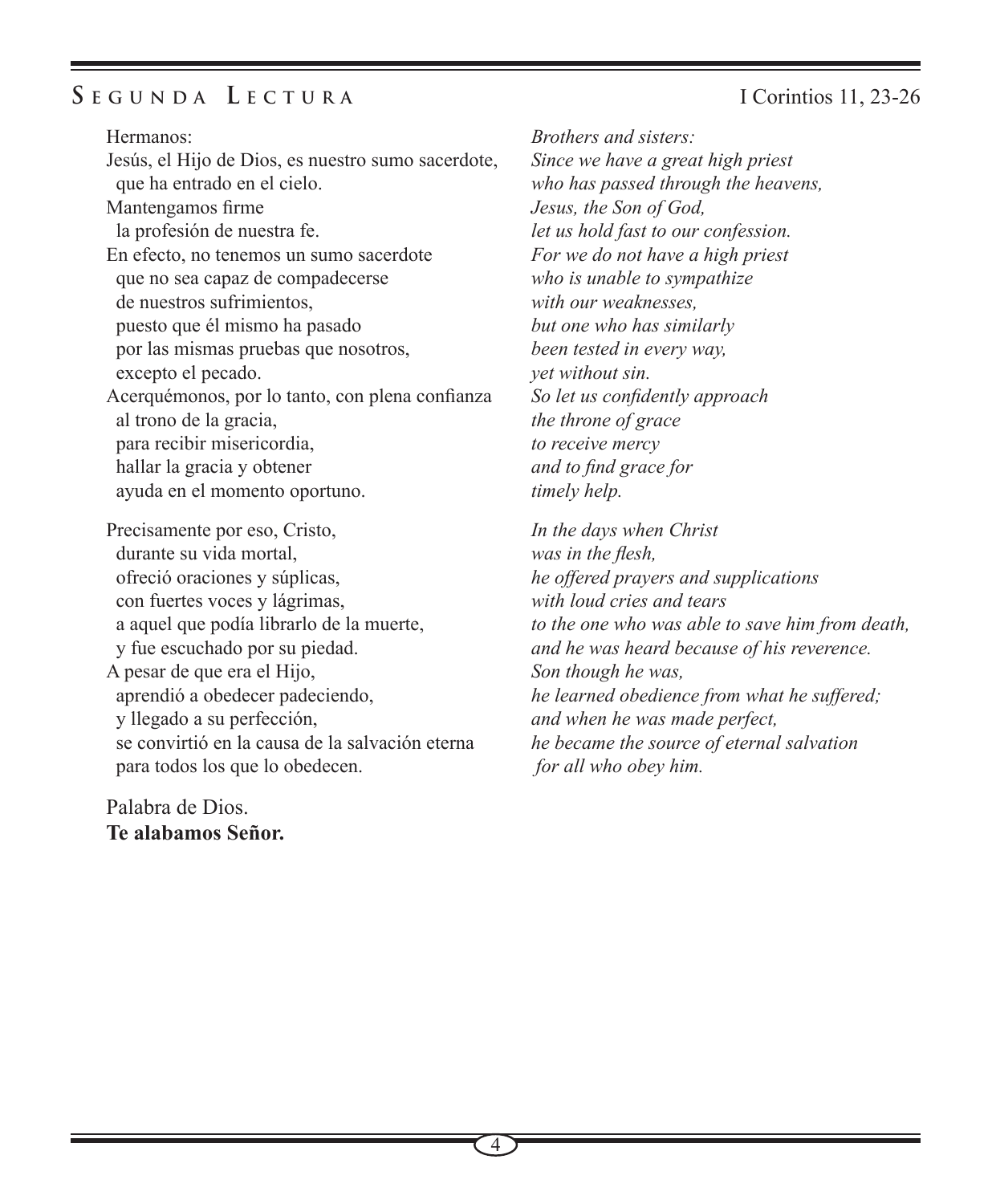## SEGUNDA LECTURA

I Corintios 11, 23-26

Hermanos:
Jesús, el Hijo de Dios, es nuestro sumo sacerdote,
que ha entrado en el cielo.
Mantengamos firme
la profesión de nuestra fe.
En efecto, no tenemos un sumo sacerdote
que no sea capaz de compadecerse
de nuestros sufrimientos,
puesto que él mismo ha pasado
por las mismas pruebas que nosotros,
excepto el pecado.
Acerquémonos, por lo tanto, con plena confianza
al trono de la gracia,
para recibir misericordia,
hallar la gracia y obtener
ayuda en el momento oportuno.

Precisamente por eso, Cristo,
durante su vida mortal,
ofreció oraciones y súplicas,
con fuertes voces y lágrimas,
a aquel que podía librarlo de la muerte,
y fue escuchado por su piedad.
A pesar de que era el Hijo,
aprendió a obedecer padeciendo,
y llegado a su perfección,
se convirtió en la causa de la salvación eterna
para todos los que lo obedecen.

Palabra de Dios.
**Te alabamos Señor.**

*Brothers and sisters:*
*Since we have a great high priest*
*who has passed through the heavens,*
*Jesus, the Son of God,*
*let us hold fast to our confession.*
*For we do not have a high priest*
*who is unable to sympathize*
*with our weaknesses,*
*but one who has similarly*
*been tested in every way,*
*yet without sin.*
*So let us confidently approach*
*the throne of grace*
*to receive mercy*
*and to find grace for*
*timely help.*

*In the days when Christ*
*was in the flesh,*
*he offered prayers and supplications*
*with loud cries and tears*
*to the one who was able to save him from death,*
*and he was heard because of his reverence.*
*Son though he was,*
*he learned obedience from what he suffered;*
*and when he was made perfect,*
*he became the source of eternal salvation*
*for all who obey him.*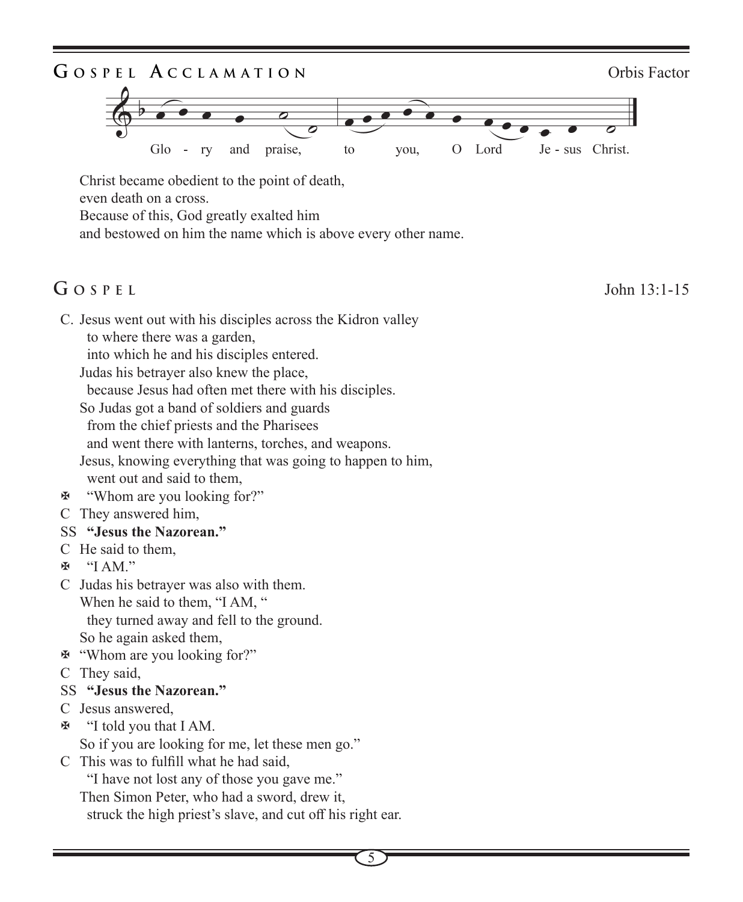## Gospel Acclamation

Orbis Factor

Glo - ry and praise, to you, O Lord Je - sus Christ.

Christ became obedient to the point of death,
even death on a cross.
Because of this, God greatly exalted him
and bestowed on him the name which is above every other name.

## Gospel

John 13:1-15

C. Jesus went out with his disciples across the Kidron valley
to where there was a garden,
into which he and his disciples entered.
Judas his betrayer also knew the place,
because Jesus had often met there with his disciples.
So Judas got a band of soldiers and guards
from the chief priests and the Pharisees
and went there with lanterns, torches, and weapons.
Jesus, knowing everything that was going to happen to him,
went out and said to them,

✠ "Whom are you looking for?"

C They answered him,

SS **"Jesus the Nazorean."**

C He said to them,

✠ "I AM."

C Judas his betrayer was also with them.
When he said to them, "I AM, "
they turned away and fell to the ground.
So he again asked them,

✠ "Whom are you looking for?"

C They said,

SS **"Jesus the Nazorean."**

C Jesus answered,

✠ "I told you that I AM.
So if you are looking for me, let these men go."

C This was to fulfill what he had said,
"I have not lost any of those you gave me."
Then Simon Peter, who had a sword, drew it,
struck the high priest's slave, and cut off his right ear.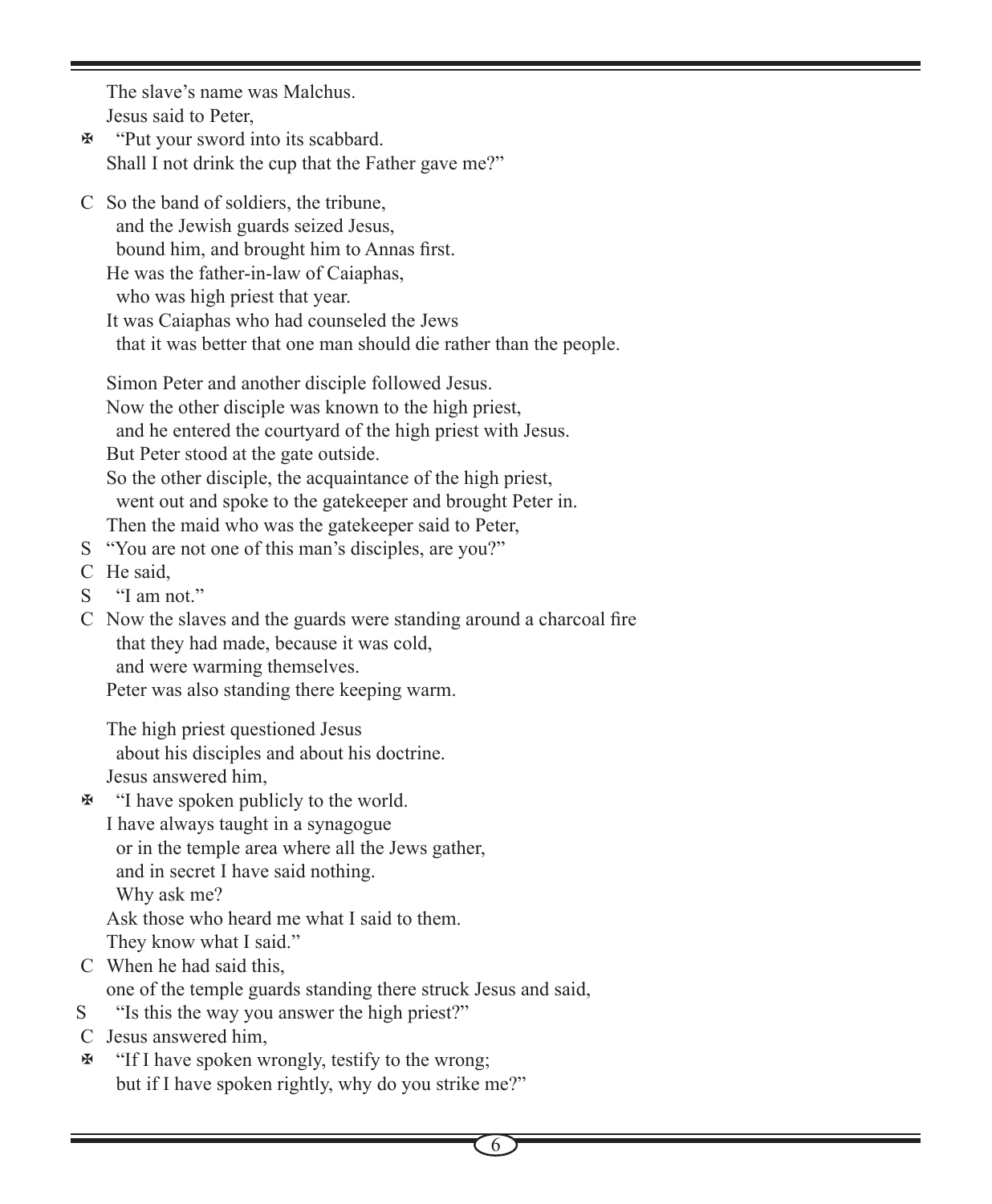The slave's name was Malchus.
Jesus said to Peter,

✠ "Put your sword into its scabbard.
Shall I not drink the cup that the Father gave me?"

C So the band of soldiers, the tribune,
and the Jewish guards seized Jesus,
bound him, and brought him to Annas first.
He was the father-in-law of Caiaphas,
who was high priest that year.
It was Caiaphas who had counseled the Jews
that it was better that one man should die rather than the people.

Simon Peter and another disciple followed Jesus.
Now the other disciple was known to the high priest,
and he entered the courtyard of the high priest with Jesus.
But Peter stood at the gate outside.
So the other disciple, the acquaintance of the high priest,
went out and spoke to the gatekeeper and brought Peter in.
Then the maid who was the gatekeeper said to Peter,

S "You are not one of this man's disciples, are you?"

C He said,

S "I am not."

C Now the slaves and the guards were standing around a charcoal fire
that they had made, because it was cold,
and were warming themselves.
Peter was also standing there keeping warm.

The high priest questioned Jesus
about his disciples and about his doctrine.
Jesus answered him,

✠ "I have spoken publicly to the world.
I have always taught in a synagogue
or in the temple area where all the Jews gather,
and in secret I have said nothing.
Why ask me?
Ask those who heard me what I said to them.
They know what I said."

C When he had said this,
one of the temple guards standing there struck Jesus and said,

S "Is this the way you answer the high priest?"

C Jesus answered him,

✠ "If I have spoken wrongly, testify to the wrong;
but if I have spoken rightly, why do you strike me?"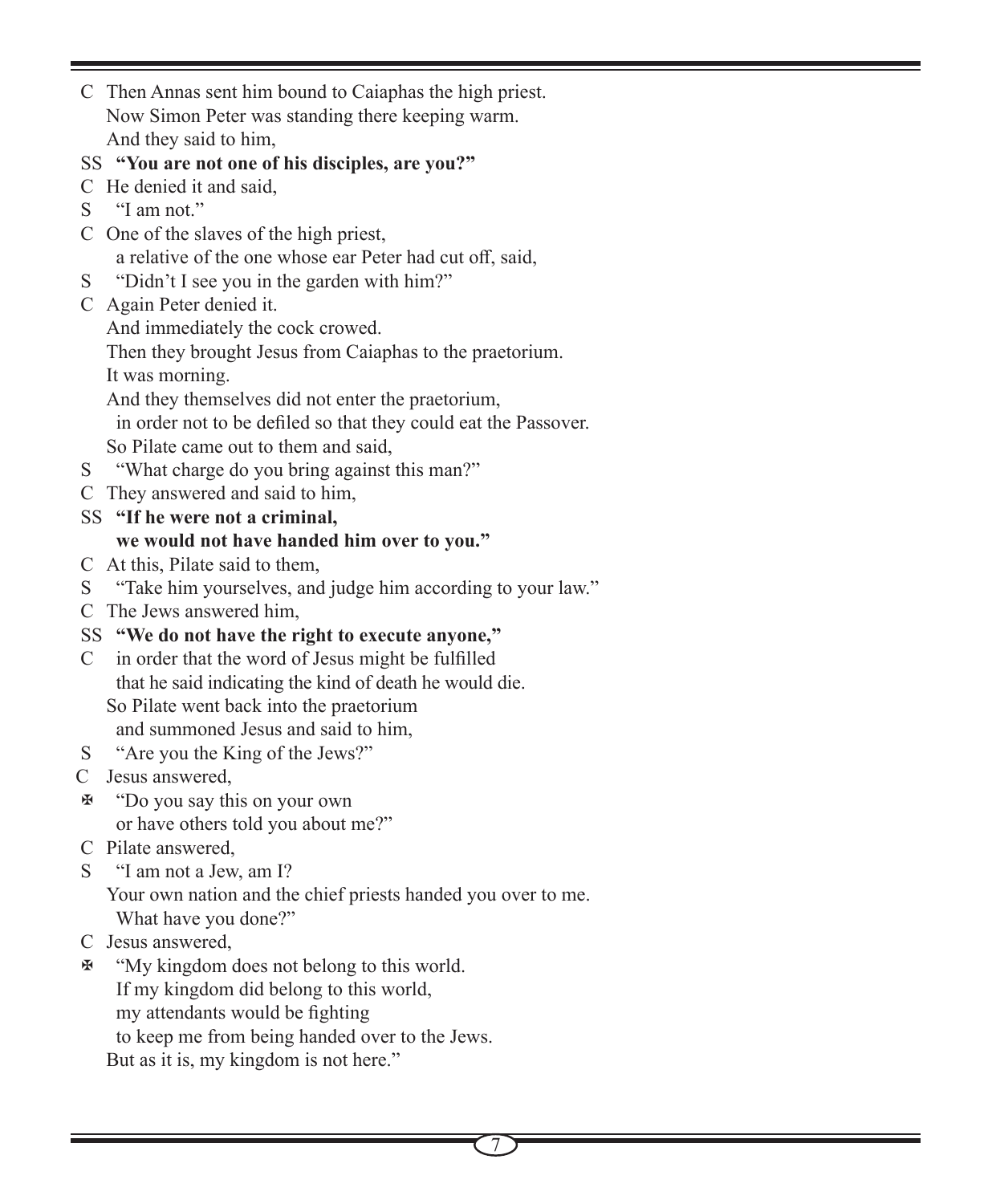C Then Annas sent him bound to Caiaphas the high priest.
Now Simon Peter was standing there keeping warm.
And they said to him,

SS **"You are not one of his disciples, are you?"**

C He denied it and said,

S "I am not."

C One of the slaves of the high priest,
a relative of the one whose ear Peter had cut off, said,

S "Didn't I see you in the garden with him?"

C Again Peter denied it.
And immediately the cock crowed.
Then they brought Jesus from Caiaphas to the praetorium.
It was morning.
And they themselves did not enter the praetorium,
in order not to be defiled so that they could eat the Passover.
So Pilate came out to them and said,

S "What charge do you bring against this man?"

C They answered and said to him,

SS **"If he were not a criminal,
we would not have handed him over to you."**

C At this, Pilate said to them,

S "Take him yourselves, and judge him according to your law."

C The Jews answered him,

SS **"We do not have the right to execute anyone,"**

C in order that the word of Jesus might be fulfilled
that he said indicating the kind of death he would die.
So Pilate went back into the praetorium
and summoned Jesus and said to him,

S "Are you the King of the Jews?"

C Jesus answered,

✠ "Do you say this on your own
or have others told you about me?"

C Pilate answered,

S "I am not a Jew, am I?
Your own nation and the chief priests handed you over to me.
What have you done?"

C Jesus answered,

✠ "My kingdom does not belong to this world.
If my kingdom did belong to this world,
my attendants would be fighting
to keep me from being handed over to the Jews.
But as it is, my kingdom is not here."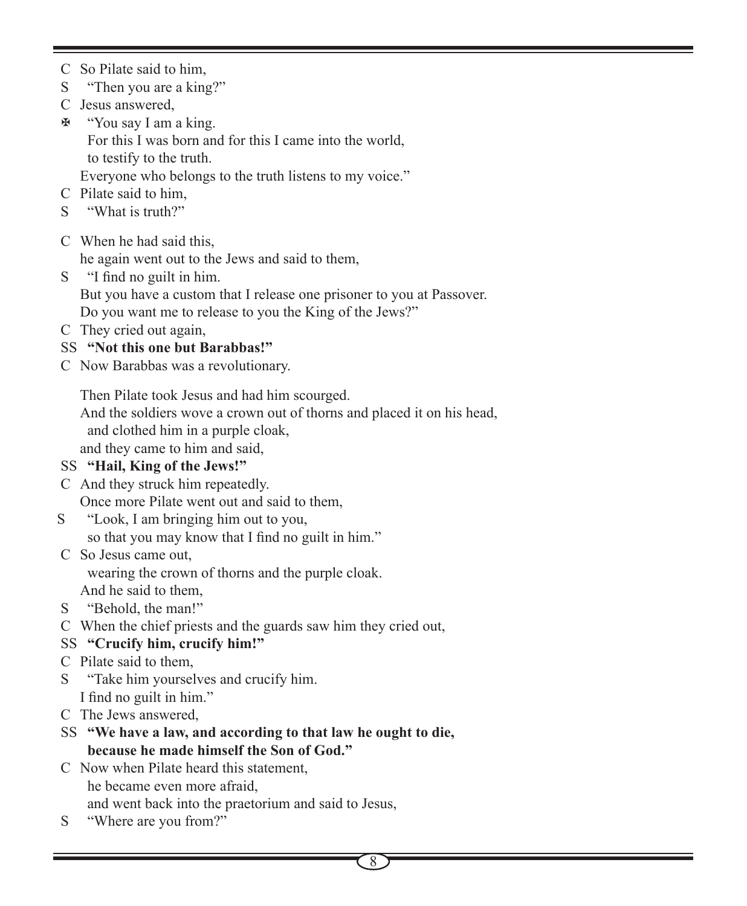C So Pilate said to him,
S "Then you are a king?"
C Jesus answered,
✠ "You say I am a king.
  For this I was born and for this I came into the world,
  to testify to the truth.
 Everyone who belongs to the truth listens to my voice."
C Pilate said to him,
S "What is truth?"

C When he had said this,
 he again went out to the Jews and said to them,
S "I find no guilt in him.
 But you have a custom that I release one prisoner to you at Passover.
 Do you want me to release to you the King of the Jews?"
C They cried out again,
SS **"Not this one but Barabbas!"**
C Now Barabbas was a revolutionary.

 Then Pilate took Jesus and had him scourged.
 And the soldiers wove a crown out of thorns and placed it on his head,
  and clothed him in a purple cloak,
 and they came to him and said,
SS **"Hail, King of the Jews!"**
C And they struck him repeatedly.
 Once more Pilate went out and said to them,
S "Look, I am bringing him out to you,
  so that you may know that I find no guilt in him."
C So Jesus came out,
  wearing the crown of thorns and the purple cloak.
 And he said to them,
S "Behold, the man!"
C When the chief priests and the guards saw him they cried out,
SS **"Crucify him, crucify him!"**
C Pilate said to them,
S "Take him yourselves and crucify him.
 I find no guilt in him."
C The Jews answered,
SS **"We have a law, and according to that law he ought to die,
  because he made himself the Son of God."**
C Now when Pilate heard this statement,
  he became even more afraid,
  and went back into the praetorium and said to Jesus,
S "Where are you from?"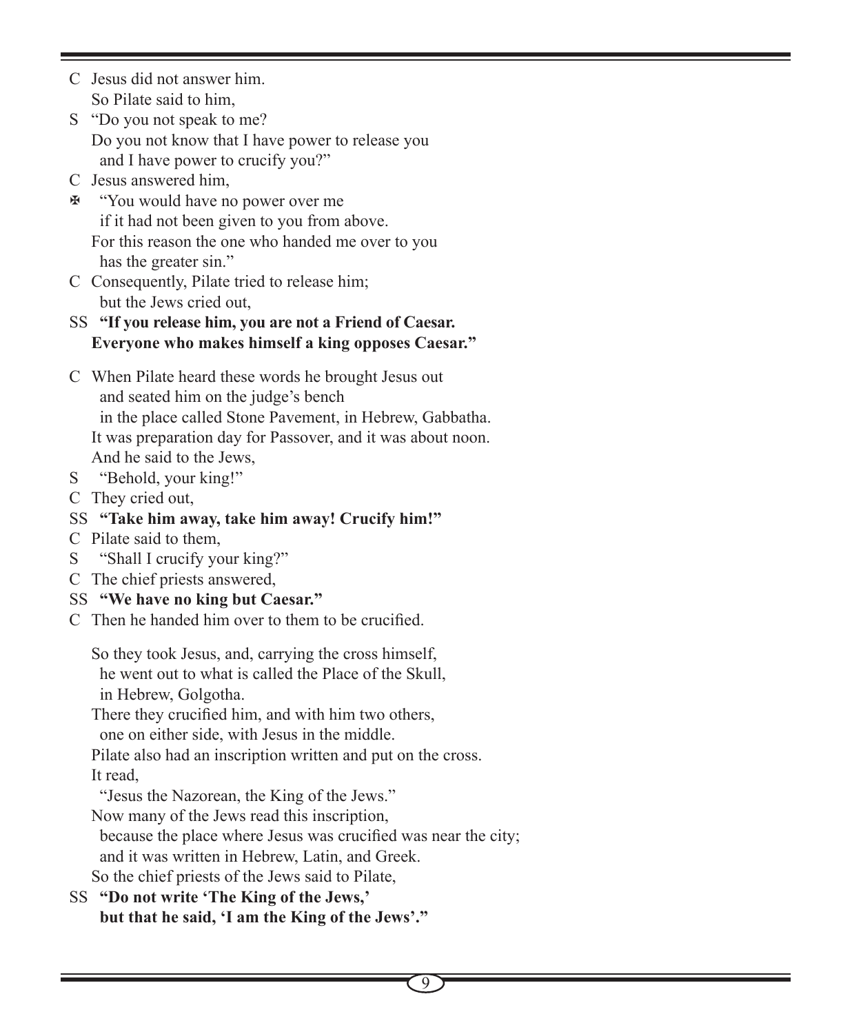C Jesus did not answer him.
So Pilate said to him,

S "Do you not speak to me?
Do you not know that I have power to release you
and I have power to crucify you?"

C Jesus answered him,

✠ "You would have no power over me
if it had not been given to you from above.
For this reason the one who handed me over to you
has the greater sin."

C Consequently, Pilate tried to release him;
but the Jews cried out,

SS **"If you release him, you are not a Friend of Caesar.
Everyone who makes himself a king opposes Caesar."**

C When Pilate heard these words he brought Jesus out
and seated him on the judge's bench
in the place called Stone Pavement, in Hebrew, Gabbatha.
It was preparation day for Passover, and it was about noon.
And he said to the Jews,

S "Behold, your king!"

C They cried out,

SS **"Take him away, take him away! Crucify him!"**

C Pilate said to them,

S "Shall I crucify your king?"

C The chief priests answered,

SS **"We have no king but Caesar."**

C Then he handed him over to them to be crucified.

So they took Jesus, and, carrying the cross himself,
he went out to what is called the Place of the Skull,
in Hebrew, Golgotha.
There they crucified him, and with him two others,
one on either side, with Jesus in the middle.
Pilate also had an inscription written and put on the cross.
It read,
"Jesus the Nazorean, the King of the Jews."
Now many of the Jews read this inscription,
because the place where Jesus was crucified was near the city;
and it was written in Hebrew, Latin, and Greek.
So the chief priests of the Jews said to Pilate,

SS **"Do not write 'The King of the Jews,'
but that he said, 'I am the King of the Jews'."**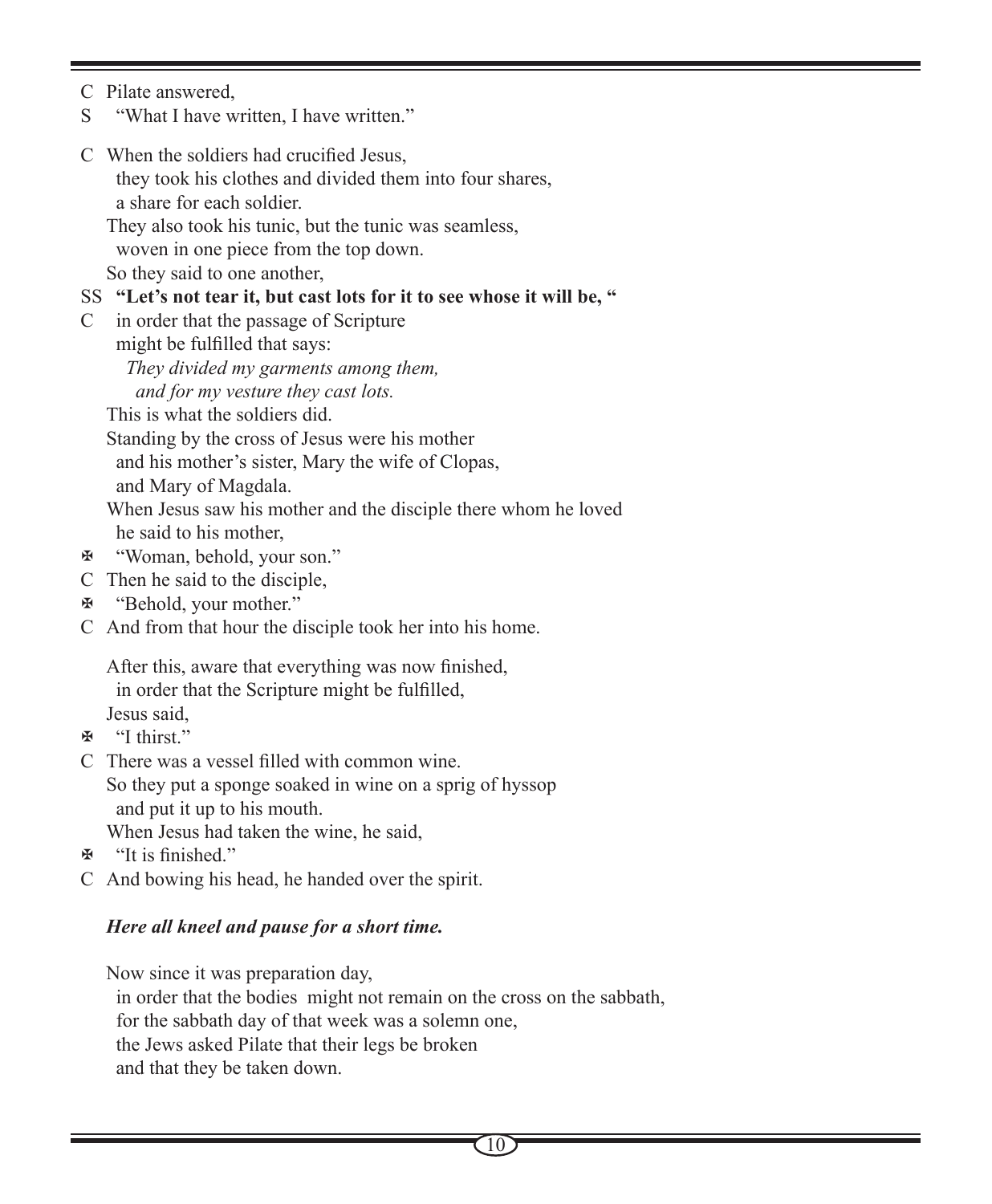C Pilate answered,
S "What I have written, I have written."

C When the soldiers had crucified Jesus,
  they took his clothes and divided them into four shares,
  a share for each soldier.
 They also took his tunic, but the tunic was seamless,
  woven in one piece from the top down.
 So they said to one another,
SS **"Let's not tear it, but cast lots for it to see whose it will be, "**
C in order that the passage of Scripture
  might be fulfilled that says:
   *They divided my garments among them,*
    *and for my vesture they cast lots.*
 This is what the soldiers did.
 Standing by the cross of Jesus were his mother
  and his mother's sister, Mary the wife of Clopas,
  and Mary of Magdala.
 When Jesus saw his mother and the disciple there whom he loved
  he said to his mother,
✠ "Woman, behold, your son."
C Then he said to the disciple,
✠ "Behold, your mother."
C And from that hour the disciple took her into his home.

 After this, aware that everything was now finished,
  in order that the Scripture might be fulfilled,
 Jesus said,
✠ "I thirst."
C There was a vessel filled with common wine.
 So they put a sponge soaked in wine on a sprig of hyssop
  and put it up to his mouth.
 When Jesus had taken the wine, he said,
✠ "It is finished."
C And bowing his head, he handed over the spirit.

***Here all kneel and pause for a short time.***

 Now since it was preparation day,
  in order that the bodies might not remain on the cross on the sabbath,
  for the sabbath day of that week was a solemn one,
  the Jews asked Pilate that their legs be broken
  and that they be taken down.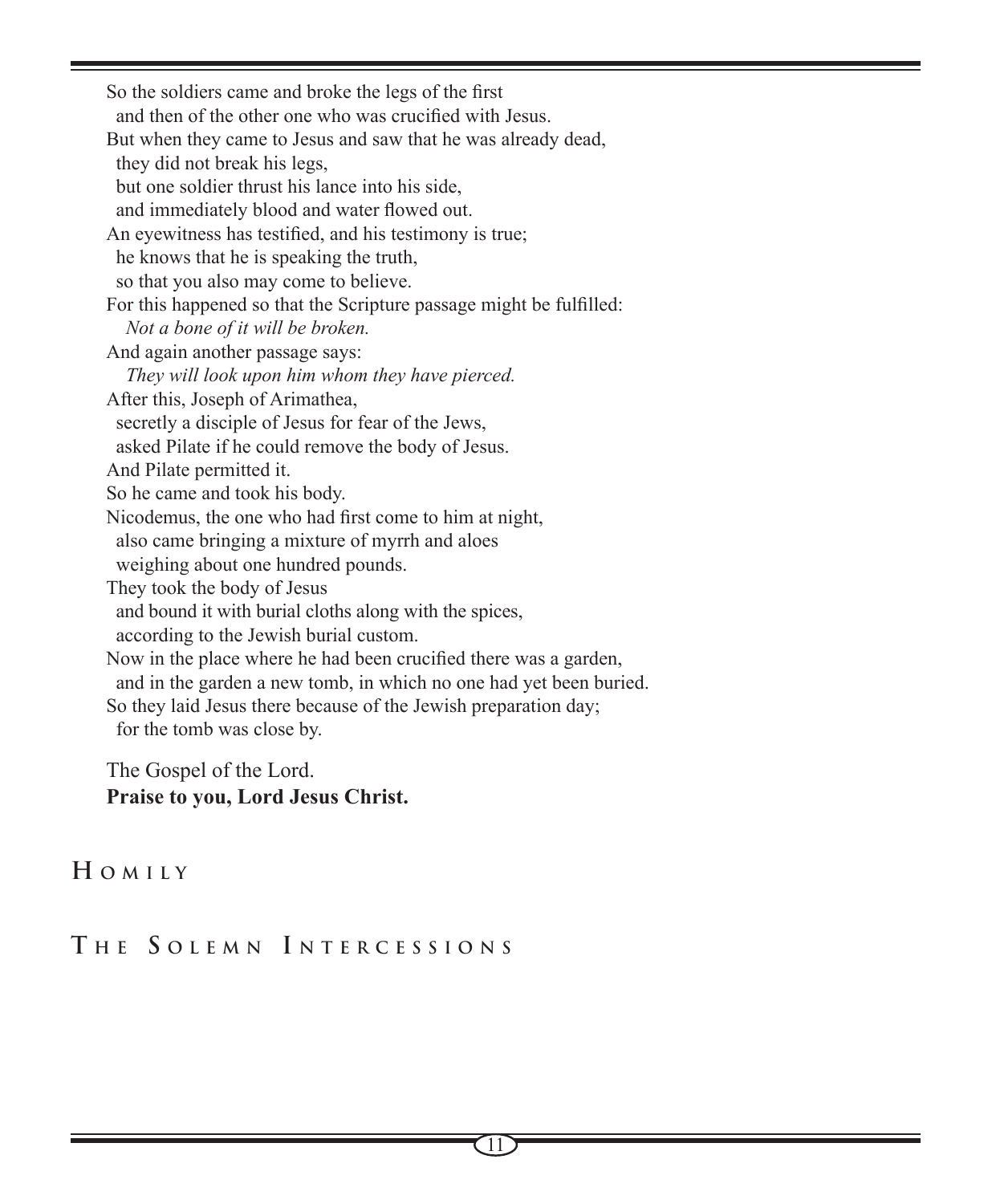So the soldiers came and broke the legs of the first
and then of the other one who was crucified with Jesus.
But when they came to Jesus and saw that he was already dead,
they did not break his legs,
but one soldier thrust his lance into his side,
and immediately blood and water flowed out.
An eyewitness has testified, and his testimony is true;
he knows that he is speaking the truth,
so that you also may come to believe.
For this happened so that the Scripture passage might be fulfilled:
*Not a bone of it will be broken.*
And again another passage says:
*They will look upon him whom they have pierced.*
After this, Joseph of Arimathea,
secretly a disciple of Jesus for fear of the Jews,
asked Pilate if he could remove the body of Jesus.
And Pilate permitted it.
So he came and took his body.
Nicodemus, the one who had first come to him at night,
also came bringing a mixture of myrrh and aloes
weighing about one hundred pounds.
They took the body of Jesus
and bound it with burial cloths along with the spices,
according to the Jewish burial custom.
Now in the place where he had been crucified there was a garden,
and in the garden a new tomb, in which no one had yet been buried.
So they laid Jesus there because of the Jewish preparation day;
for the tomb was close by.

The Gospel of the Lord.
**Praise to you, Lord Jesus Christ.**

## Homily

## The Solemn Intercessions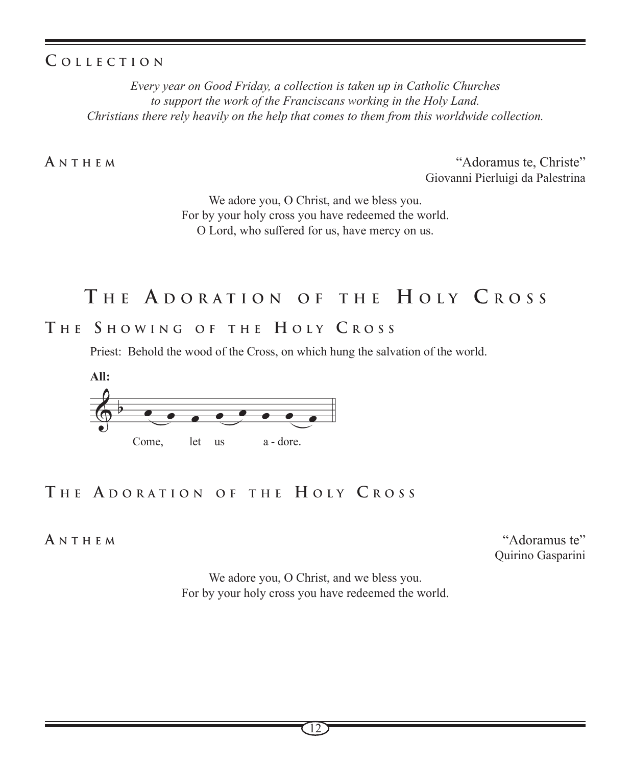## Collection

*Every year on Good Friday, a collection is taken up in Catholic Churches to support the work of the Franciscans working in the Holy Land. Christians there rely heavily on the help that comes to them from this worldwide collection.*

**Anthem** — "Adoramus te, Christe"
Giovanni Pierluigi da Palestrina

We adore you, O Christ, and we bless you.
For by your holy cross you have redeemed the world.
O Lord, who suffered for us, have mercy on us.

# The Adoration of the Holy Cross

## The Showing of the Holy Cross

Priest: Behold the wood of the Cross, on which hung the salvation of the world.

**All:**

Come, let us a - dore.

## The Adoration of the Holy Cross

**Anthem** — "Adoramus te"
Quirino Gasparini

We adore you, O Christ, and we bless you.
For by your holy cross you have redeemed the world.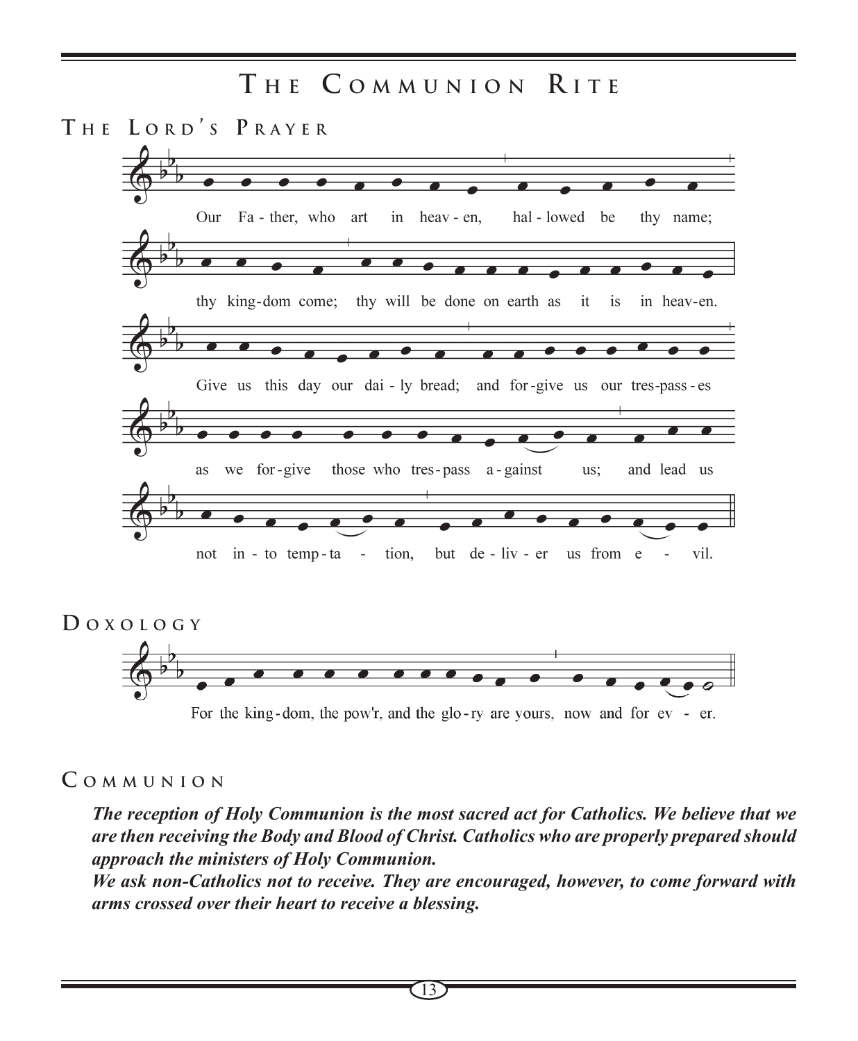# The Communion Rite

## The Lord's Prayer

Our Fa - ther, who art in heav - en, hal - lowed be thy name;

thy king-dom come; thy will be done on earth as it is in heav-en.

Give us this day our dai - ly bread; and for-give us our tres-pass - es

as we for-give those who tres-pass a - gainst us; and lead us

not in - to temp - ta - tion, but de - liv - er us from e - vil.

## Doxology

For the king - dom, the pow'r, and the glo - ry are yours, now and for ev - er.

## Communion

***The reception of Holy Communion is the most sacred act for Catholics. We believe that we are then receiving the Body and Blood of Christ. Catholics who are properly prepared should approach the ministers of Holy Communion.***

***We ask non-Catholics not to receive. They are encouraged, however, to come forward with arms crossed over their heart to receive a blessing.***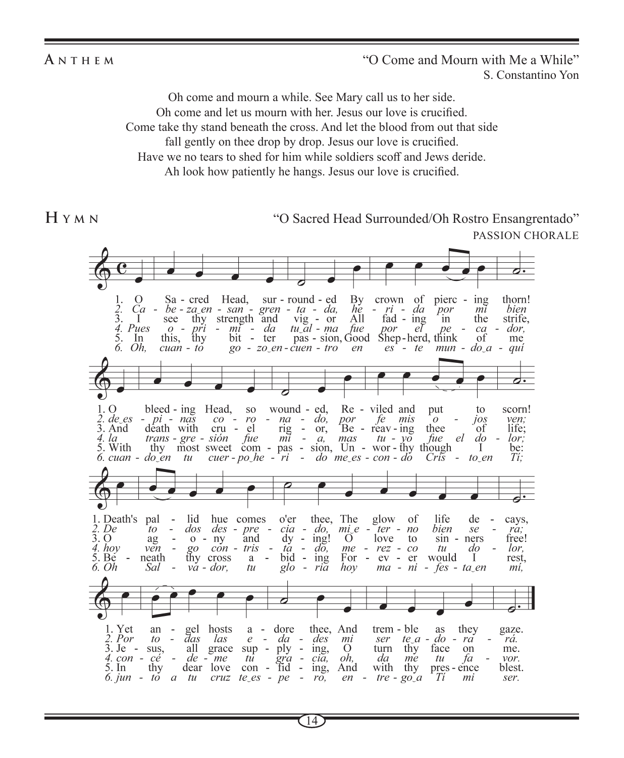## Anthem

"O Come and Mourn with Me a While"
S. Constantino Yon

Oh come and mourn a while. See Mary call us to her side.
Oh come and let us mourn with her. Jesus our love is crucified.
Come take thy stand beneath the cross. And let the blood from out that side
fall gently on thee drop by drop. Jesus our love is crucified.
Have we no tears to shed for him while soldiers scoff and Jews deride.
Ah look how patiently he hangs. Jesus our love is crucified.

## Hymn

"O Sacred Head Surrounded/Oh Rostro Ensangrentado"
PASSION CHORALE

1. O Sacred Head, surrounded By crown of piercing thorn!
O bleeding Head, so wounded, Reviled and put to scorn!
Death's pallid hue comes o'er thee, The glow of life decays,
Yet angel hosts adore thee, And tremble as they gaze.

*2. Cabeza ensangrentada, herida por mi bien*
*despinas coronada, por fe mis ojos ven;*
*De todos desprecïado, mi eterno bien será;*
*Por todas las edades mi ser te adorará.*

3. I see thy strength and vigor All fading in the strife,
And death with cruel rigor, Bereaving thee of life;
O agony and dying! O love to sinners free!
Jesus, all grace supplying, O turn thy face on me.

*4. Pues oprimida tu alma fue por el pecador,*
*la transgresión fue mía, mas tuyo fue el dolor;*
*hoy vengo contristado, me rezco tu dolor,*
*concédeme tu gracia, oh, dame tu favor.*

5. In this, thy bitter passion, Good Shepherd, think of me
With thy most sweet compassion, Unworthy though I be:
Beneath thy cross abiding For ever would I rest,
In thy dear love confiding, And with thy presence blest.

*6. Oh, cuanto gozo encuentro en este mundo aquí*
*cuando en tu cuerpo herido me escondo Cristo en Tí;*
*Oh Salvador, tu gloria hoy manifesta en mí,*
*junto a tu cruz te espero, entrego a Tí mi ser.*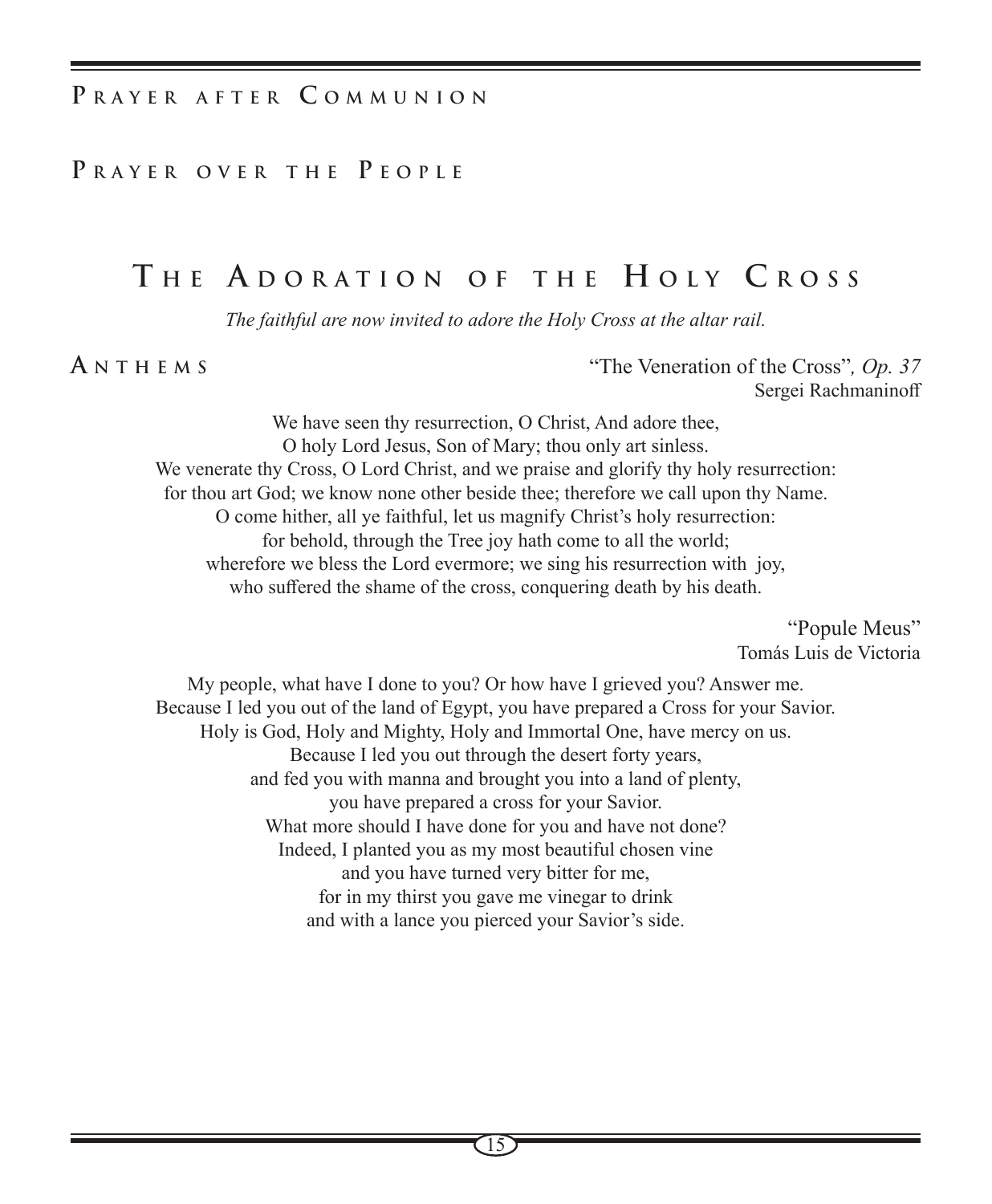## Prayer after Communion

## Prayer over the People

# The Adoration of the Holy Cross

*The faithful are now invited to adore the Holy Cross at the altar rail.*

### Anthems

"The Veneration of the Cross"*, Op. 37*
Sergei Rachmaninoff

We have seen thy resurrection, O Christ, And adore thee,
O holy Lord Jesus, Son of Mary; thou only art sinless.
We venerate thy Cross, O Lord Christ, and we praise and glorify thy holy resurrection:
for thou art God; we know none other beside thee; therefore we call upon thy Name.
O come hither, all ye faithful, let us magnify Christ's holy resurrection:
for behold, through the Tree joy hath come to all the world;
wherefore we bless the Lord evermore; we sing his resurrection with joy,
who suffered the shame of the cross, conquering death by his death.

"Popule Meus"
Tomás Luis de Victoria

My people, what have I done to you? Or how have I grieved you? Answer me.
Because I led you out of the land of Egypt, you have prepared a Cross for your Savior.
Holy is God, Holy and Mighty, Holy and Immortal One, have mercy on us.
Because I led you out through the desert forty years,
and fed you with manna and brought you into a land of plenty,
you have prepared a cross for your Savior.
What more should I have done for you and have not done?
Indeed, I planted you as my most beautiful chosen vine
and you have turned very bitter for me,
for in my thirst you gave me vinegar to drink
and with a lance you pierced your Savior's side.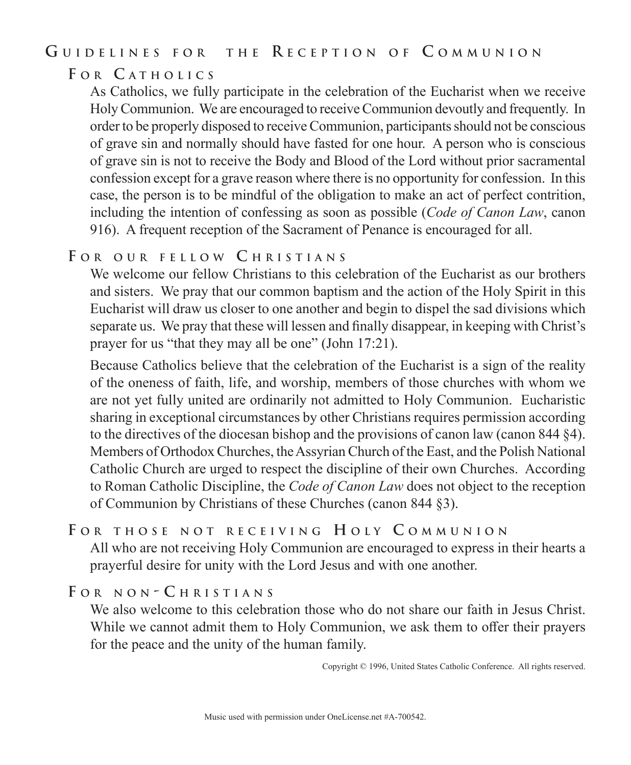# Guidelines for the Reception of Communion

## For Catholics

As Catholics, we fully participate in the celebration of the Eucharist when we receive Holy Communion. We are encouraged to receive Communion devoutly and frequently. In order to be properly disposed to receive Communion, participants should not be conscious of grave sin and normally should have fasted for one hour. A person who is conscious of grave sin is not to receive the Body and Blood of the Lord without prior sacramental confession except for a grave reason where there is no opportunity for confession. In this case, the person is to be mindful of the obligation to make an act of perfect contrition, including the intention of confessing as soon as possible (*Code of Canon Law*, canon 916). A frequent reception of the Sacrament of Penance is encouraged for all.

## For our fellow Christians

We welcome our fellow Christians to this celebration of the Eucharist as our brothers and sisters. We pray that our common baptism and the action of the Holy Spirit in this Eucharist will draw us closer to one another and begin to dispel the sad divisions which separate us. We pray that these will lessen and finally disappear, in keeping with Christ's prayer for us "that they may all be one" (John 17:21).

Because Catholics believe that the celebration of the Eucharist is a sign of the reality of the oneness of faith, life, and worship, members of those churches with whom we are not yet fully united are ordinarily not admitted to Holy Communion. Eucharistic sharing in exceptional circumstances by other Christians requires permission according to the directives of the diocesan bishop and the provisions of canon law (canon 844 §4). Members of Orthodox Churches, the Assyrian Church of the East, and the Polish National Catholic Church are urged to respect the discipline of their own Churches. According to Roman Catholic Discipline, the *Code of Canon Law* does not object to the reception of Communion by Christians of these Churches (canon 844 §3).

## For those not receiving Holy Communion

All who are not receiving Holy Communion are encouraged to express in their hearts a prayerful desire for unity with the Lord Jesus and with one another.

## For non-Christians

We also welcome to this celebration those who do not share our faith in Jesus Christ. While we cannot admit them to Holy Communion, we ask them to offer their prayers for the peace and the unity of the human family.

Copyright © 1996, United States Catholic Conference. All rights reserved.

Music used with permission under OneLicense.net #A-700542.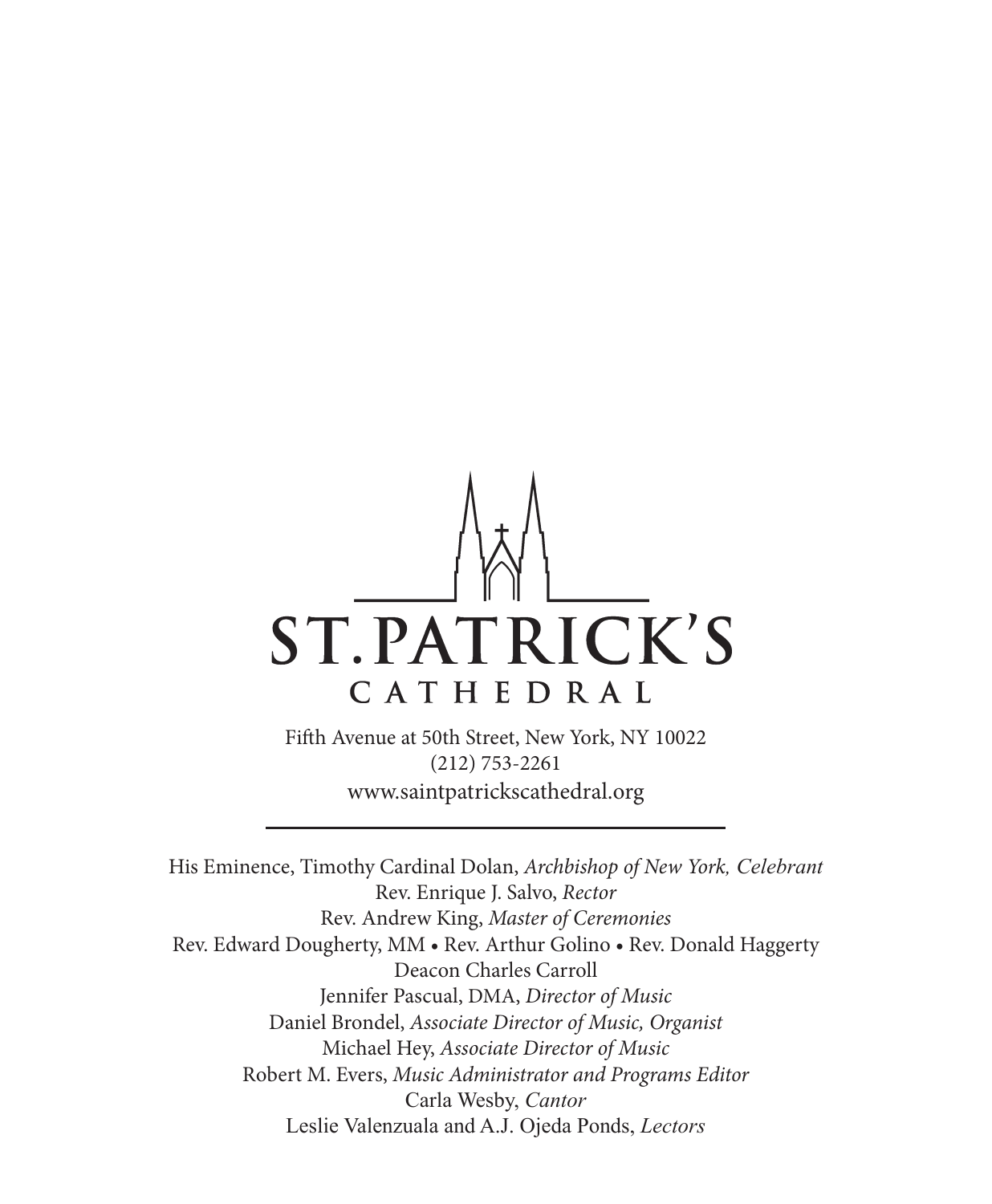# ST. PATRICK'S
## CATHEDRAL

Fifth Avenue at 50th Street, New York, NY 10022
(212) 753-2261
www.saintpatrickscathedral.org

---

His Eminence, Timothy Cardinal Dolan, *Archbishop of New York, Celebrant*
Rev. Enrique J. Salvo, *Rector*
Rev. Andrew King, *Master of Ceremonies*
Rev. Edward Dougherty, MM • Rev. Arthur Golino • Rev. Donald Haggerty
Deacon Charles Carroll
Jennifer Pascual, DMA, *Director of Music*
Daniel Brondel, *Associate Director of Music, Organist*
Michael Hey, *Associate Director of Music*
Robert M. Evers, *Music Administrator and Programs Editor*
Carla Wesby, *Cantor*
Leslie Valenzuala and A.J. Ojeda Ponds, *Lectors*